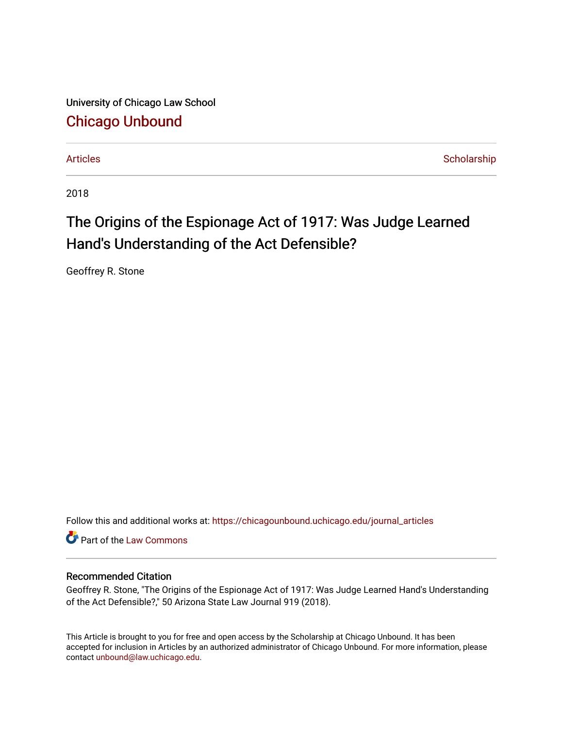University of Chicago Law School

## Chicago Unbound

Articles | Scholarship

2018

# The Origins of the Espionage Act of 1917: Was Judge Learned Hand's Understanding of the Act Defensible?

Geoffrey R. Stone

Follow this and additional works at: https://chicagounbound.uchicago.edu/journal_articles

Part of the Law Commons

### Recommended Citation

Geoffrey R. Stone, "The Origins of the Espionage Act of 1917: Was Judge Learned Hand's Understanding of the Act Defensible?," 50 Arizona State Law Journal 919 (2018).

This Article is brought to you for free and open access by the Scholarship at Chicago Unbound. It has been accepted for inclusion in Articles by an authorized administrator of Chicago Unbound. For more information, please contact unbound@law.uchicago.edu.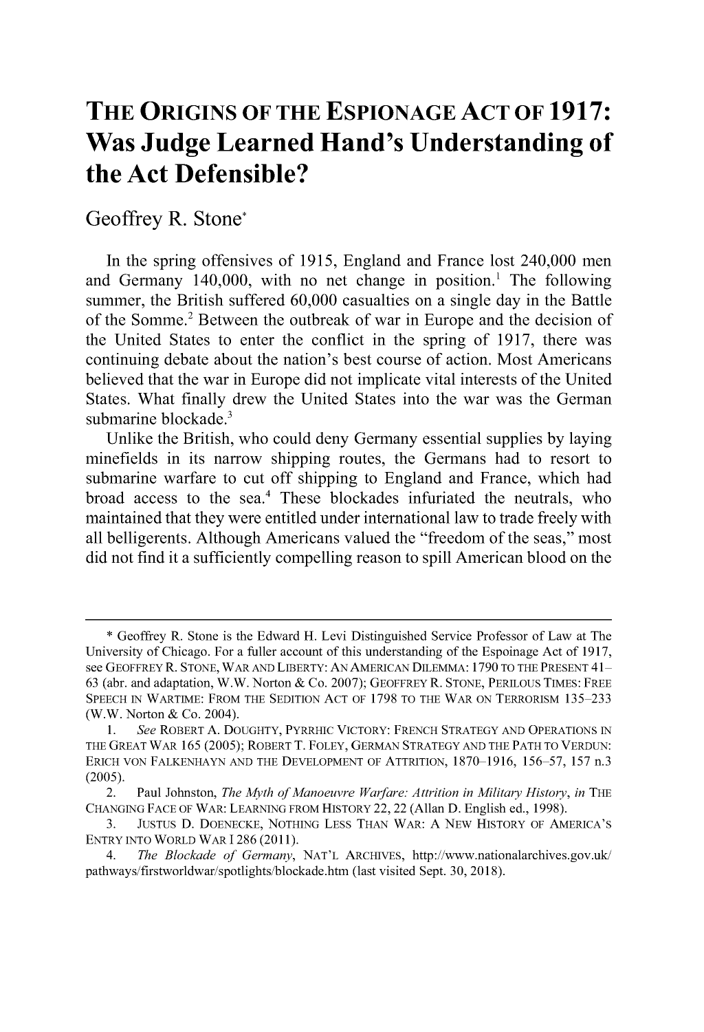# THE ORIGINS OF THE ESPIONAGE ACT OF 1917: Was Judge Learned Hand's Understanding of the Act Defensible?

Geoffrey R. Stone*

In the spring offensives of 1915, England and France lost 240,000 men and Germany 140,000, with no net change in position.[1] The following summer, the British suffered 60,000 casualties on a single day in the Battle of the Somme.[2] Between the outbreak of war in Europe and the decision of the United States to enter the conflict in the spring of 1917, there was continuing debate about the nation's best course of action. Most Americans believed that the war in Europe did not implicate vital interests of the United States. What finally drew the United States into the war was the German submarine blockade.[3]

Unlike the British, who could deny Germany essential supplies by laying minefields in its narrow shipping routes, the Germans had to resort to submarine warfare to cut off shipping to England and France, which had broad access to the sea.[4] These blockades infuriated the neutrals, who maintained that they were entitled under international law to trade freely with all belligerents. Although Americans valued the "freedom of the seas," most did not find it a sufficiently compelling reason to spill American blood on the

---

\* Geoffrey R. Stone is the Edward H. Levi Distinguished Service Professor of Law at The University of Chicago. For a fuller account of this understanding of the Espoinage Act of 1917, see GEOFFREY R. STONE, WAR AND LIBERTY: AN AMERICAN DILEMMA: 1790 TO THE PRESENT 41–63 (abr. and adaptation, W.W. Norton & Co. 2007); GEOFFREY R. STONE, PERILOUS TIMES: FREE SPEECH IN WARTIME: FROM THE SEDITION ACT OF 1798 TO THE WAR ON TERRORISM 135–233 (W.W. Norton & Co. 2004).

1. *See* ROBERT A. DOUGHTY, PYRRHIC VICTORY: FRENCH STRATEGY AND OPERATIONS IN THE GREAT WAR 165 (2005); ROBERT T. FOLEY, GERMAN STRATEGY AND THE PATH TO VERDUN: ERICH VON FALKENHAYN AND THE DEVELOPMENT OF ATTRITION, 1870–1916, 156–57, 157 n.3 (2005).

2. Paul Johnston, *The Myth of Manoeuvre Warfare: Attrition in Military History*, *in* THE CHANGING FACE OF WAR: LEARNING FROM HISTORY 22, 22 (Allan D. English ed., 1998).

3. JUSTUS D. DOENECKE, NOTHING LESS THAN WAR: A NEW HISTORY OF AMERICA'S ENTRY INTO WORLD WAR I 286 (2011).

4. *The Blockade of Germany*, NAT'L ARCHIVES, http://www.nationalarchives.gov.uk/pathways/firstworldwar/spotlights/blockade.htm (last visited Sept. 30, 2018).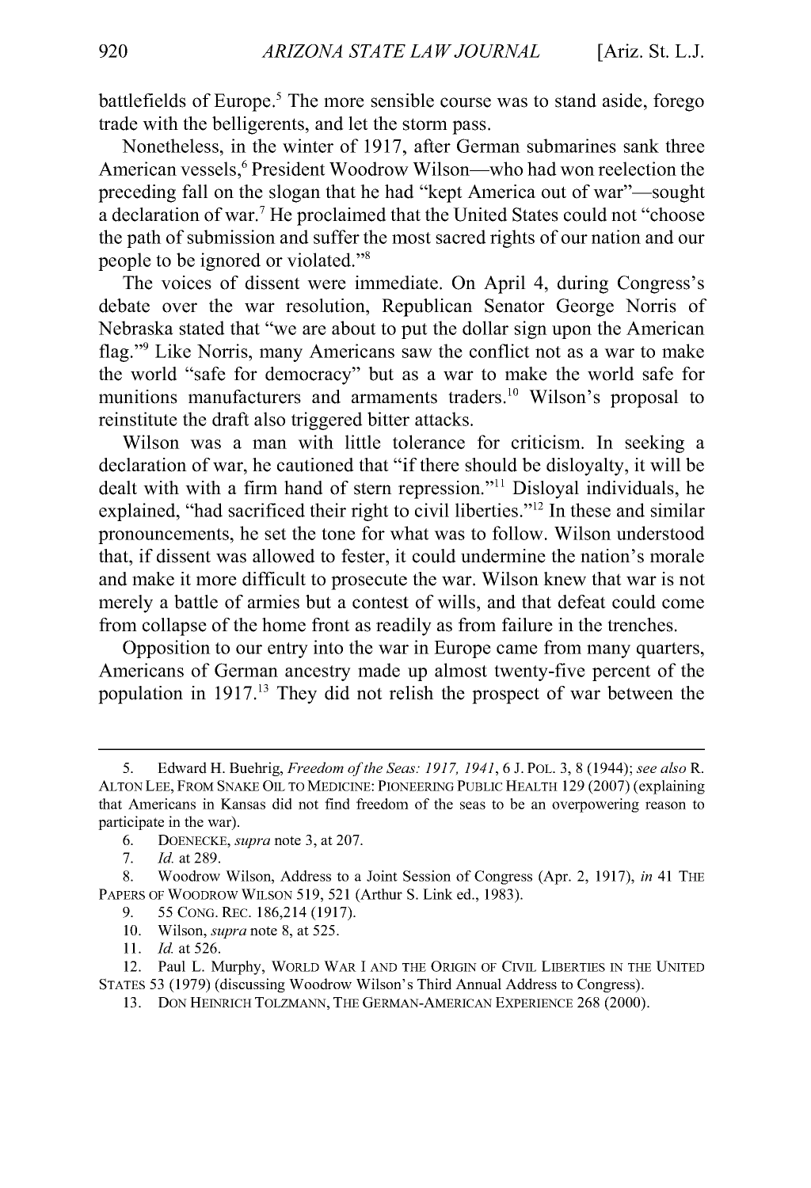battlefields of Europe.[5] The more sensible course was to stand aside, forego trade with the belligerents, and let the storm pass.

Nonetheless, in the winter of 1917, after German submarines sank three American vessels,[6] President Woodrow Wilson—who had won reelection the preceding fall on the slogan that he had "kept America out of war"—sought a declaration of war.[7] He proclaimed that the United States could not "choose the path of submission and suffer the most sacred rights of our nation and our people to be ignored or violated."[8]

The voices of dissent were immediate. On April 4, during Congress's debate over the war resolution, Republican Senator George Norris of Nebraska stated that "we are about to put the dollar sign upon the American flag."[9] Like Norris, many Americans saw the conflict not as a war to make the world "safe for democracy" but as a war to make the world safe for munitions manufacturers and armaments traders.[10] Wilson's proposal to reinstitute the draft also triggered bitter attacks.

Wilson was a man with little tolerance for criticism. In seeking a declaration of war, he cautioned that "if there should be disloyalty, it will be dealt with with a firm hand of stern repression."[11] Disloyal individuals, he explained, "had sacrificed their right to civil liberties."[12] In these and similar pronouncements, he set the tone for what was to follow. Wilson understood that, if dissent was allowed to fester, it could undermine the nation's morale and make it more difficult to prosecute the war. Wilson knew that war is not merely a battle of armies but a contest of wills, and that defeat could come from collapse of the home front as readily as from failure in the trenches.

Opposition to our entry into the war in Europe came from many quarters, Americans of German ancestry made up almost twenty-five percent of the population in 1917.[13] They did not relish the prospect of war between the

---

5. Edward H. Buehrig, *Freedom of the Seas: 1917, 1941*, 6 J. POL. 3, 8 (1944); *see also* R. ALTON LEE, FROM SNAKE OIL TO MEDICINE: PIONEERING PUBLIC HEALTH 129 (2007) (explaining that Americans in Kansas did not find freedom of the seas to be an overpowering reason to participate in the war).

6. DOENECKE, *supra* note 3, at 207.

7. *Id.* at 289.

8. Woodrow Wilson, Address to a Joint Session of Congress (Apr. 2, 1917), *in* 41 THE PAPERS OF WOODROW WILSON 519, 521 (Arthur S. Link ed., 1983).

9. 55 CONG. REC. 186,214 (1917).

10. Wilson, *supra* note 8, at 525.

11. *Id.* at 526.

12. Paul L. Murphy, WORLD WAR I AND THE ORIGIN OF CIVIL LIBERTIES IN THE UNITED STATES 53 (1979) (discussing Woodrow Wilson's Third Annual Address to Congress).

13. DON HEINRICH TOLZMANN, THE GERMAN-AMERICAN EXPERIENCE 268 (2000).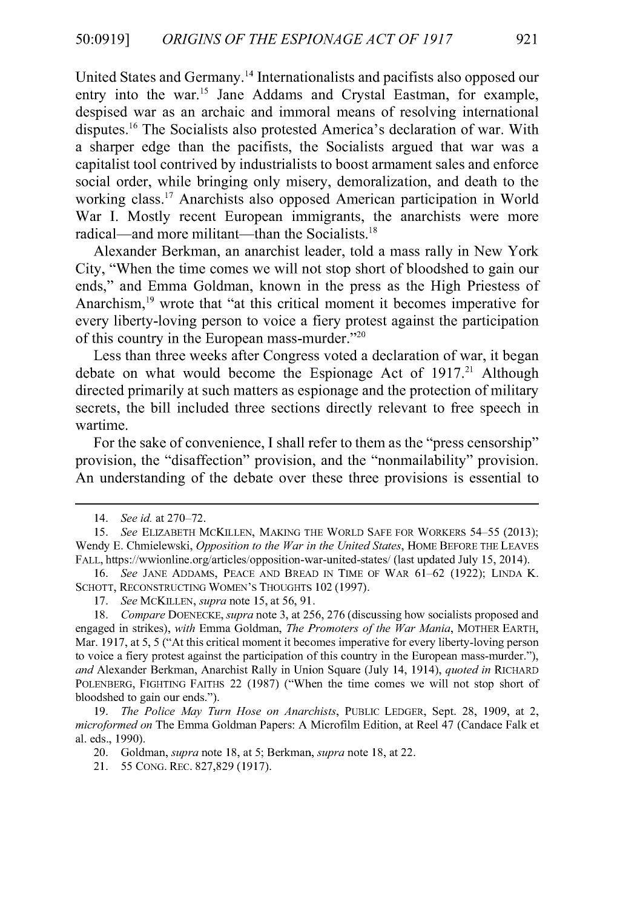United States and Germany.[14] Internationalists and pacifists also opposed our entry into the war.[15] Jane Addams and Crystal Eastman, for example, despised war as an archaic and immoral means of resolving international disputes.[16] The Socialists also protested America's declaration of war. With a sharper edge than the pacifists, the Socialists argued that war was a capitalist tool contrived by industrialists to boost armament sales and enforce social order, while bringing only misery, demoralization, and death to the working class.[17] Anarchists also opposed American participation in World War I. Mostly recent European immigrants, the anarchists were more radical—and more militant—than the Socialists.[18]

Alexander Berkman, an anarchist leader, told a mass rally in New York City, "When the time comes we will not stop short of bloodshed to gain our ends," and Emma Goldman, known in the press as the High Priestess of Anarchism,[19] wrote that "at this critical moment it becomes imperative for every liberty-loving person to voice a fiery protest against the participation of this country in the European mass-murder."[20]

Less than three weeks after Congress voted a declaration of war, it began debate on what would become the Espionage Act of 1917.[21] Although directed primarily at such matters as espionage and the protection of military secrets, the bill included three sections directly relevant to free speech in wartime.

For the sake of convenience, I shall refer to them as the "press censorship" provision, the "disaffection" provision, and the "nonmailability" provision. An understanding of the debate over these three provisions is essential to

---

14. *See id.* at 270–72.

15. *See* ELIZABETH MCKILLEN, MAKING THE WORLD SAFE FOR WORKERS 54–55 (2013); Wendy E. Chmielewski, *Opposition to the War in the United States*, HOME BEFORE THE LEAVES FALL, https://wwionline.org/articles/opposition-war-united-states/ (last updated July 15, 2014).

16. *See* JANE ADDAMS, PEACE AND BREAD IN TIME OF WAR 61–62 (1922); LINDA K. SCHOTT, RECONSTRUCTING WOMEN'S THOUGHTS 102 (1997).

17. *See* MCKILLEN, *supra* note 15, at 56, 91.

18. *Compare* DOENECKE, *supra* note 3, at 256, 276 (discussing how socialists proposed and engaged in strikes), *with* Emma Goldman, *The Promoters of the War Mania*, MOTHER EARTH, Mar. 1917, at 5, 5 ("At this critical moment it becomes imperative for every liberty-loving person to voice a fiery protest against the participation of this country in the European mass-murder."), *and* Alexander Berkman, Anarchist Rally in Union Square (July 14, 1914), *quoted in* RICHARD POLENBERG, FIGHTING FAITHS 22 (1987) ("When the time comes we will not stop short of bloodshed to gain our ends.").

19. *The Police May Turn Hose on Anarchists*, PUBLIC LEDGER, Sept. 28, 1909, at 2, *microformed on* The Emma Goldman Papers: A Microfilm Edition, at Reel 47 (Candace Falk et al. eds., 1990).

20. Goldman, *supra* note 18, at 5; Berkman, *supra* note 18, at 22.

21. 55 CONG. REC. 827,829 (1917).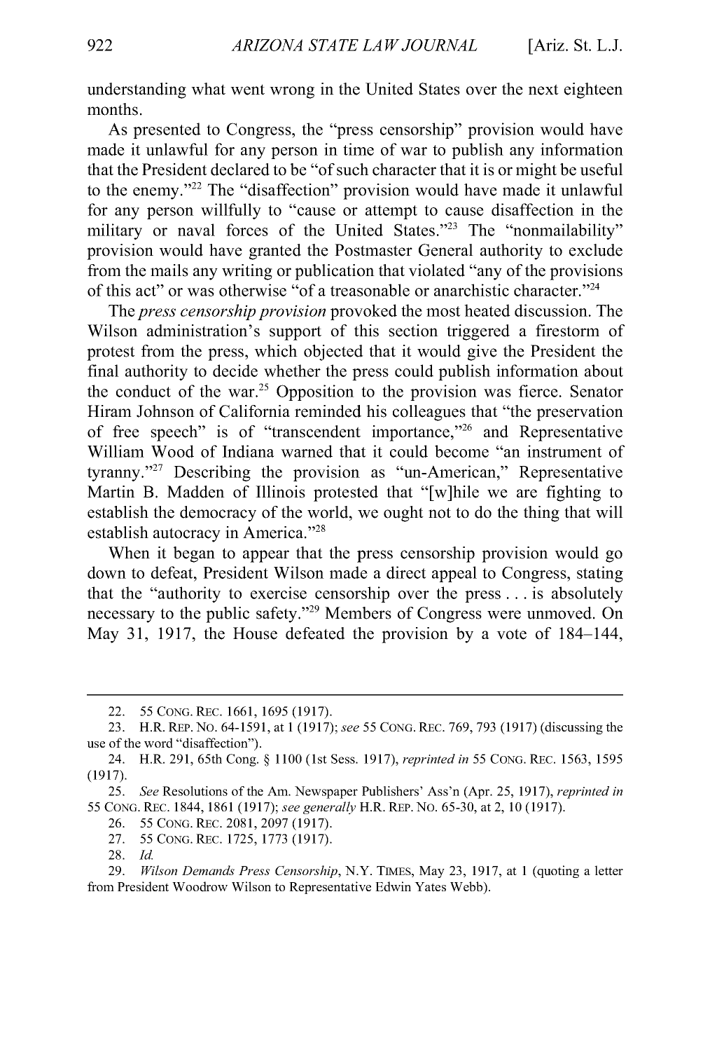understanding what went wrong in the United States over the next eighteen months.

As presented to Congress, the "press censorship" provision would have made it unlawful for any person in time of war to publish any information that the President declared to be "of such character that it is or might be useful to the enemy."[22] The "disaffection" provision would have made it unlawful for any person willfully to "cause or attempt to cause disaffection in the military or naval forces of the United States."[23] The "nonmailability" provision would have granted the Postmaster General authority to exclude from the mails any writing or publication that violated "any of the provisions of this act" or was otherwise "of a treasonable or anarchistic character."[24]

The *press censorship provision* provoked the most heated discussion. The Wilson administration's support of this section triggered a firestorm of protest from the press, which objected that it would give the President the final authority to decide whether the press could publish information about the conduct of the war.[25] Opposition to the provision was fierce. Senator Hiram Johnson of California reminded his colleagues that "the preservation of free speech" is of "transcendent importance,"[26] and Representative William Wood of Indiana warned that it could become "an instrument of tyranny."[27] Describing the provision as "un-American," Representative Martin B. Madden of Illinois protested that "[w]hile we are fighting to establish the democracy of the world, we ought not to do the thing that will establish autocracy in America."[28]

When it began to appear that the press censorship provision would go down to defeat, President Wilson made a direct appeal to Congress, stating that the "authority to exercise censorship over the press . . . is absolutely necessary to the public safety."[29] Members of Congress were unmoved. On May 31, 1917, the House defeated the provision by a vote of 184–144,

---

22. 55 CONG. REC. 1661, 1695 (1917).

23. H.R. REP. NO. 64-1591, at 1 (1917); *see* 55 CONG. REC. 769, 793 (1917) (discussing the use of the word "disaffection").

24. H.R. 291, 65th Cong. § 1100 (1st Sess. 1917), *reprinted in* 55 CONG. REC. 1563, 1595 (1917).

25. *See* Resolutions of the Am. Newspaper Publishers' Ass'n (Apr. 25, 1917), *reprinted in* 55 CONG. REC. 1844, 1861 (1917); *see generally* H.R. REP. NO. 65-30, at 2, 10 (1917).

26. 55 CONG. REC. 2081, 2097 (1917).

27. 55 CONG. REC. 1725, 1773 (1917).

28. *Id.*

29. *Wilson Demands Press Censorship*, N.Y. TIMES, May 23, 1917, at 1 (quoting a letter from President Woodrow Wilson to Representative Edwin Yates Webb).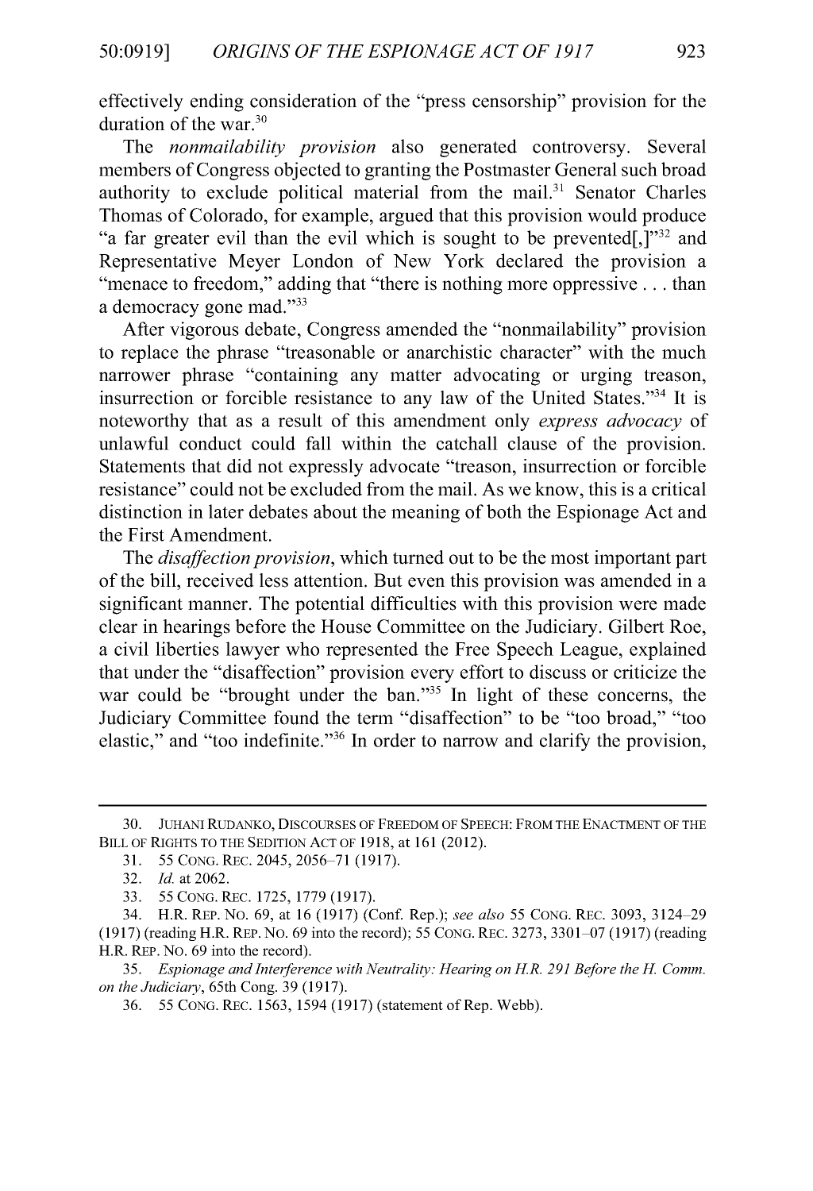effectively ending consideration of the "press censorship" provision for the duration of the war.[30]

The *nonmailability provision* also generated controversy. Several members of Congress objected to granting the Postmaster General such broad authority to exclude political material from the mail.[31] Senator Charles Thomas of Colorado, for example, argued that this provision would produce "a far greater evil than the evil which is sought to be prevented[,]"[32] and Representative Meyer London of New York declared the provision a "menace to freedom," adding that "there is nothing more oppressive . . . than a democracy gone mad."[33]

After vigorous debate, Congress amended the "nonmailability" provision to replace the phrase "treasonable or anarchistic character" with the much narrower phrase "containing any matter advocating or urging treason, insurrection or forcible resistance to any law of the United States."[34] It is noteworthy that as a result of this amendment only *express advocacy* of unlawful conduct could fall within the catchall clause of the provision. Statements that did not expressly advocate "treason, insurrection or forcible resistance" could not be excluded from the mail. As we know, this is a critical distinction in later debates about the meaning of both the Espionage Act and the First Amendment.

The *disaffection provision*, which turned out to be the most important part of the bill, received less attention. But even this provision was amended in a significant manner. The potential difficulties with this provision were made clear in hearings before the House Committee on the Judiciary. Gilbert Roe, a civil liberties lawyer who represented the Free Speech League, explained that under the "disaffection" provision every effort to discuss or criticize the war could be "brought under the ban."[35] In light of these concerns, the Judiciary Committee found the term "disaffection" to be "too broad," "too elastic," and "too indefinite."[36] In order to narrow and clarify the provision,

---

30. Juhani Rudanko, Discourses of Freedom of Speech: From the Enactment of the Bill of Rights to the Sedition Act of 1918, at 161 (2012).

31. 55 Cong. Rec. 2045, 2056–71 (1917).

32. *Id.* at 2062.

33. 55 Cong. Rec. 1725, 1779 (1917).

34. H.R. Rep. No. 69, at 16 (1917) (Conf. Rep.); *see also* 55 Cong. Rec. 3093, 3124–29 (1917) (reading H.R. Rep. No. 69 into the record); 55 Cong. Rec. 3273, 3301–07 (1917) (reading H.R. Rep. No. 69 into the record).

35. *Espionage and Interference with Neutrality: Hearing on H.R. 291 Before the H. Comm. on the Judiciary*, 65th Cong. 39 (1917).

36. 55 Cong. Rec. 1563, 1594 (1917) (statement of Rep. Webb).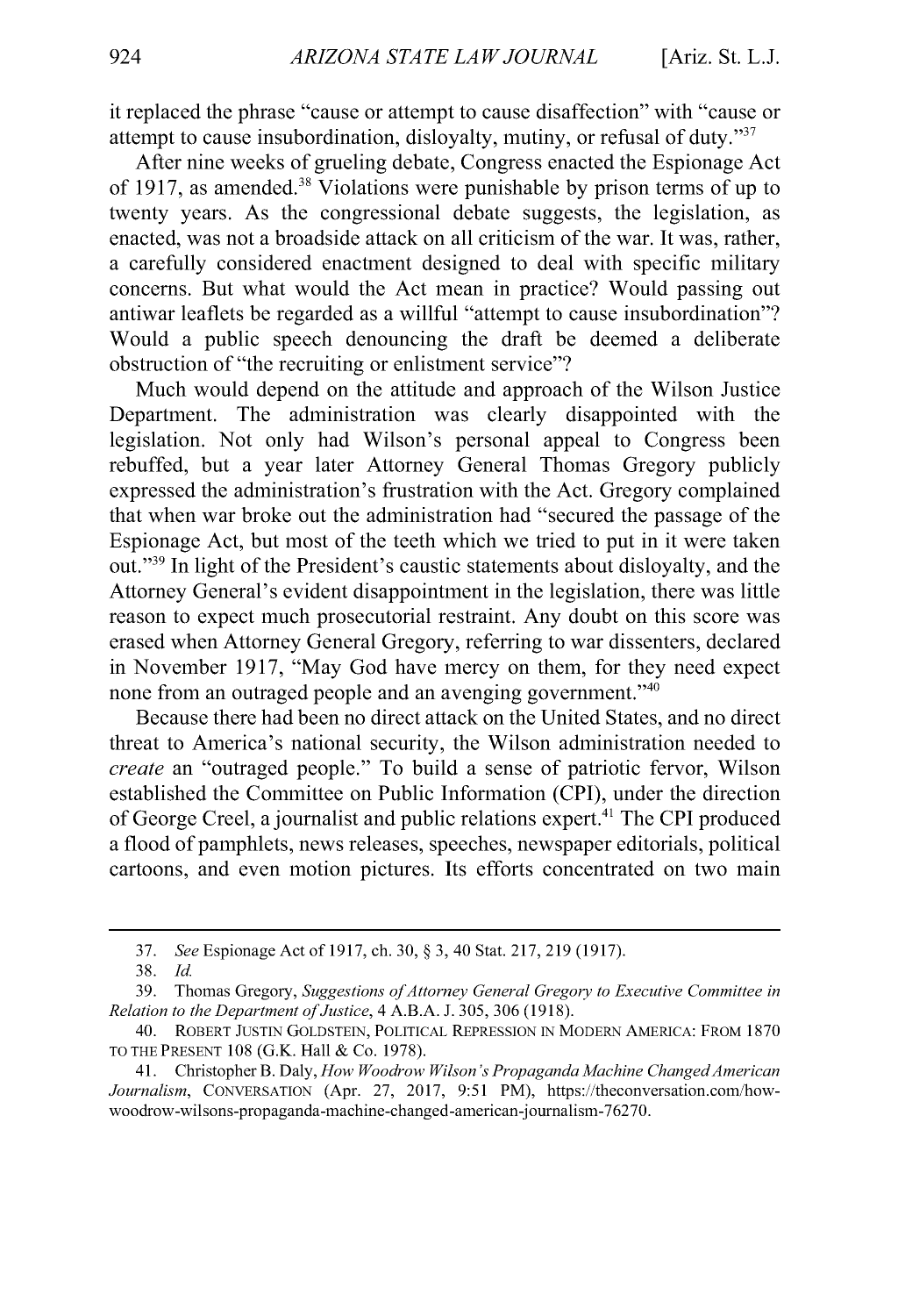it replaced the phrase "cause or attempt to cause disaffection" with "cause or attempt to cause insubordination, disloyalty, mutiny, or refusal of duty."[37]

After nine weeks of grueling debate, Congress enacted the Espionage Act of 1917, as amended.[38] Violations were punishable by prison terms of up to twenty years. As the congressional debate suggests, the legislation, as enacted, was not a broadside attack on all criticism of the war. It was, rather, a carefully considered enactment designed to deal with specific military concerns. But what would the Act mean in practice? Would passing out antiwar leaflets be regarded as a willful "attempt to cause insubordination"? Would a public speech denouncing the draft be deemed a deliberate obstruction of "the recruiting or enlistment service"?

Much would depend on the attitude and approach of the Wilson Justice Department. The administration was clearly disappointed with the legislation. Not only had Wilson's personal appeal to Congress been rebuffed, but a year later Attorney General Thomas Gregory publicly expressed the administration's frustration with the Act. Gregory complained that when war broke out the administration had "secured the passage of the Espionage Act, but most of the teeth which we tried to put in it were taken out."[39] In light of the President's caustic statements about disloyalty, and the Attorney General's evident disappointment in the legislation, there was little reason to expect much prosecutorial restraint. Any doubt on this score was erased when Attorney General Gregory, referring to war dissenters, declared in November 1917, "May God have mercy on them, for they need expect none from an outraged people and an avenging government."[40]

Because there had been no direct attack on the United States, and no direct threat to America's national security, the Wilson administration needed to *create* an "outraged people." To build a sense of patriotic fervor, Wilson established the Committee on Public Information (CPI), under the direction of George Creel, a journalist and public relations expert.[41] The CPI produced a flood of pamphlets, news releases, speeches, newspaper editorials, political cartoons, and even motion pictures. Its efforts concentrated on two main

---

37. *See* Espionage Act of 1917, ch. 30, § 3, 40 Stat. 217, 219 (1917).

38. *Id.*

39. Thomas Gregory, *Suggestions of Attorney General Gregory to Executive Committee in Relation to the Department of Justice*, 4 A.B.A. J. 305, 306 (1918).

40. ROBERT JUSTIN GOLDSTEIN, POLITICAL REPRESSION IN MODERN AMERICA: FROM 1870 TO THE PRESENT 108 (G.K. Hall & Co. 1978).

41. Christopher B. Daly, *How Woodrow Wilson's Propaganda Machine Changed American Journalism*, CONVERSATION (Apr. 27, 2017, 9:51 PM), https://theconversation.com/how-woodrow-wilsons-propaganda-machine-changed-american-journalism-76270.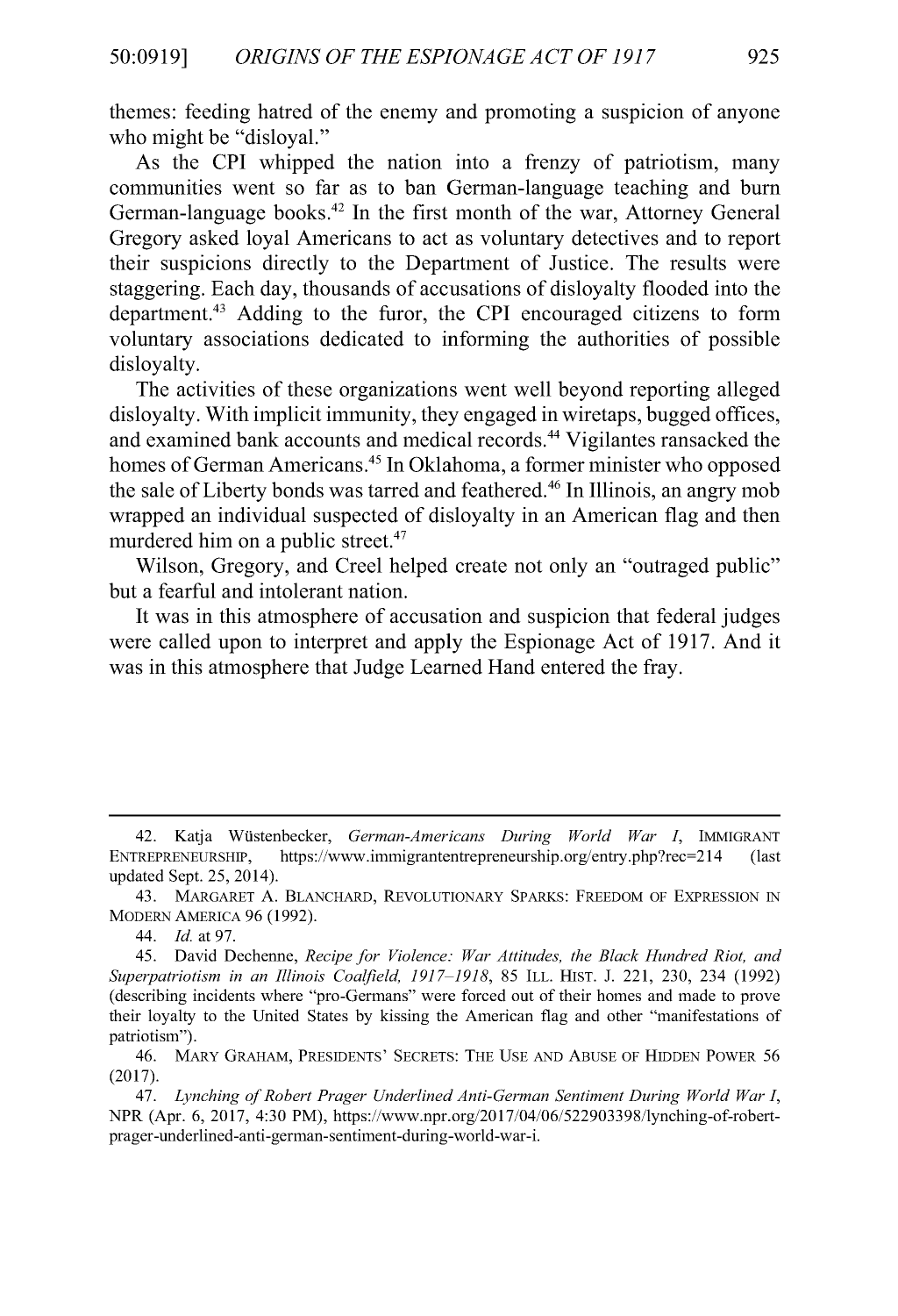themes: feeding hatred of the enemy and promoting a suspicion of anyone who might be "disloyal."

As the CPI whipped the nation into a frenzy of patriotism, many communities went so far as to ban German-language teaching and burn German-language books.[42] In the first month of the war, Attorney General Gregory asked loyal Americans to act as voluntary detectives and to report their suspicions directly to the Department of Justice. The results were staggering. Each day, thousands of accusations of disloyalty flooded into the department.[43] Adding to the furor, the CPI encouraged citizens to form voluntary associations dedicated to informing the authorities of possible disloyalty.

The activities of these organizations went well beyond reporting alleged disloyalty. With implicit immunity, they engaged in wiretaps, bugged offices, and examined bank accounts and medical records.[44] Vigilantes ransacked the homes of German Americans.[45] In Oklahoma, a former minister who opposed the sale of Liberty bonds was tarred and feathered.[46] In Illinois, an angry mob wrapped an individual suspected of disloyalty in an American flag and then murdered him on a public street.[47]

Wilson, Gregory, and Creel helped create not only an "outraged public" but a fearful and intolerant nation.

It was in this atmosphere of accusation and suspicion that federal judges were called upon to interpret and apply the Espionage Act of 1917. And it was in this atmosphere that Judge Learned Hand entered the fray.

---

42. Katja Wüstenbecker, *German-Americans During World War I*, IMMIGRANT ENTREPRENEURSHIP, https://www.immigrantentrepreneurship.org/entry.php?rec=214 (last updated Sept. 25, 2014).

43. MARGARET A. BLANCHARD, REVOLUTIONARY SPARKS: FREEDOM OF EXPRESSION IN MODERN AMERICA 96 (1992).

44. *Id.* at 97.

45. David Dechenne, *Recipe for Violence: War Attitudes, the Black Hundred Riot, and Superpatriotism in an Illinois Coalfield, 1917–1918*, 85 ILL. HIST. J. 221, 230, 234 (1992) (describing incidents where "pro-Germans" were forced out of their homes and made to prove their loyalty to the United States by kissing the American flag and other "manifestations of patriotism").

46. MARY GRAHAM, PRESIDENTS' SECRETS: THE USE AND ABUSE OF HIDDEN POWER 56 (2017).

47. *Lynching of Robert Prager Underlined Anti-German Sentiment During World War I*, NPR (Apr. 6, 2017, 4:30 PM), https://www.npr.org/2017/04/06/522903398/lynching-of-robert-prager-underlined-anti-german-sentiment-during-world-war-i.